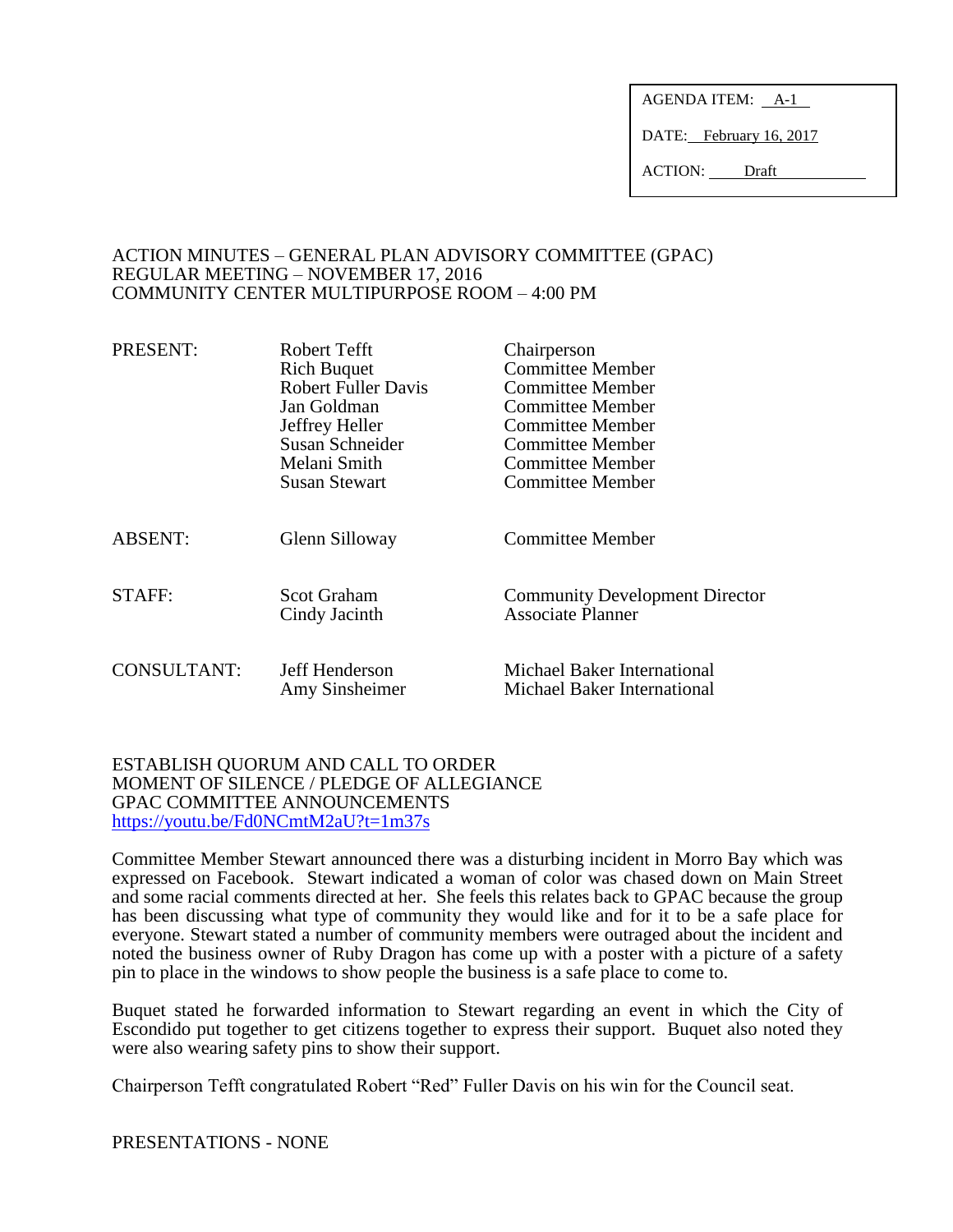AGENDA ITEM: A-1

DATE: February 16, 2017

ACTION: Draft

ACTION MINUTES – GENERAL PLAN ADVISORY COMMITTEE (GPAC)
REGULAR MEETING – NOVEMBER 17, 2016
COMMUNITY CENTER MULTIPURPOSE ROOM – 4:00 PM

| | | |
|---|---|---|
| PRESENT: | Robert Tefft | Chairperson |
| | Rich Buquet | Committee Member |
| | Robert Fuller Davis | Committee Member |
| | Jan Goldman | Committee Member |
| | Jeffrey Heller | Committee Member |
| | Susan Schneider | Committee Member |
| | Melani Smith | Committee Member |
| | Susan Stewart | Committee Member |
| ABSENT: | Glenn Silloway | Committee Member |
| STAFF: | Scot Graham | Community Development Director |
| | Cindy Jacinth | Associate Planner |
| CONSULTANT: | Jeff Henderson | Michael Baker International |
| | Amy Sinsheimer | Michael Baker International |

ESTABLISH QUORUM AND CALL TO ORDER
MOMENT OF SILENCE / PLEDGE OF ALLEGIANCE
GPAC COMMITTEE ANNOUNCEMENTS
https://youtu.be/Fd0NCmtM2aU?t=1m37s

Committee Member Stewart announced there was a disturbing incident in Morro Bay which was expressed on Facebook. Stewart indicated a woman of color was chased down on Main Street and some racial comments directed at her. She feels this relates back to GPAC because the group has been discussing what type of community they would like and for it to be a safe place for everyone. Stewart stated a number of community members were outraged about the incident and noted the business owner of Ruby Dragon has come up with a poster with a picture of a safety pin to place in the windows to show people the business is a safe place to come to.

Buquet stated he forwarded information to Stewart regarding an event in which the City of Escondido put together to get citizens together to express their support. Buquet also noted they were also wearing safety pins to show their support.

Chairperson Tefft congratulated Robert "Red" Fuller Davis on his win for the Council seat.

PRESENTATIONS - NONE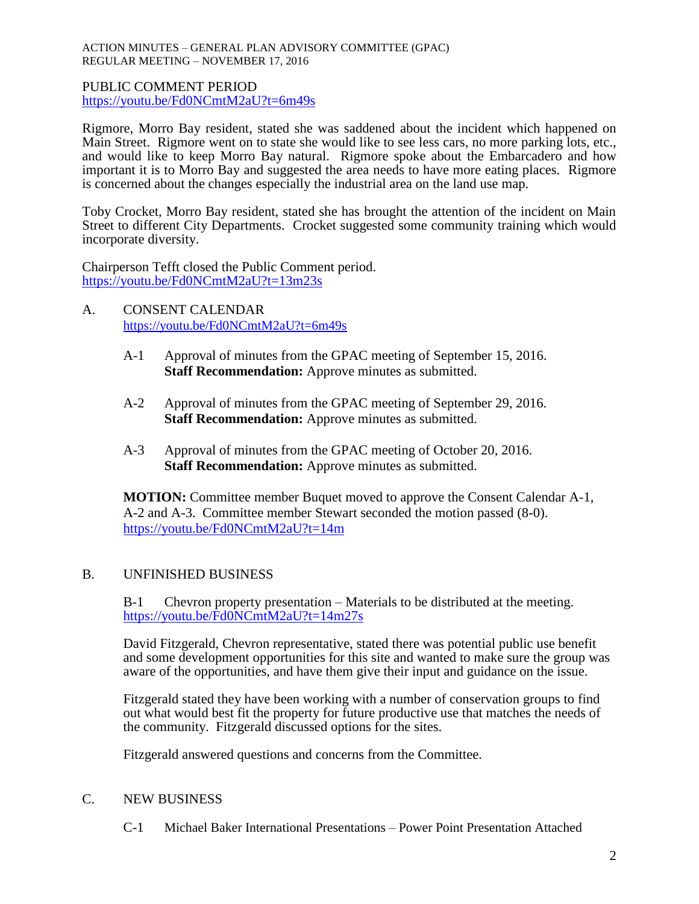PUBLIC COMMENT PERIOD
https://youtu.be/Fd0NCmtM2aU?t=6m49s

Rigmore, Morro Bay resident, stated she was saddened about the incident which happened on Main Street. Rigmore went on to state she would like to see less cars, no more parking lots, etc., and would like to keep Morro Bay natural. Rigmore spoke about the Embarcadero and how important it is to Morro Bay and suggested the area needs to have more eating places. Rigmore is concerned about the changes especially the industrial area on the land use map.

Toby Crocket, Morro Bay resident, stated she has brought the attention of the incident on Main Street to different City Departments. Crocket suggested some community training which would incorporate diversity.

Chairperson Tefft closed the Public Comment period.
https://youtu.be/Fd0NCmtM2aU?t=13m23s

A. CONSENT CALENDAR
https://youtu.be/Fd0NCmtM2aU?t=6m49s

A-1 Approval of minutes from the GPAC meeting of September 15, 2016.
**Staff Recommendation:** Approve minutes as submitted.

A-2 Approval of minutes from the GPAC meeting of September 29, 2016.
**Staff Recommendation:** Approve minutes as submitted.

A-3 Approval of minutes from the GPAC meeting of October 20, 2016.
**Staff Recommendation:** Approve minutes as submitted.

**MOTION:** Committee member Buquet moved to approve the Consent Calendar A-1, A-2 and A-3. Committee member Stewart seconded the motion passed (8-0).
https://youtu.be/Fd0NCmtM2aU?t=14m

B. UNFINISHED BUSINESS

B-1 Chevron property presentation – Materials to be distributed at the meeting.
https://youtu.be/Fd0NCmtM2aU?t=14m27s

David Fitzgerald, Chevron representative, stated there was potential public use benefit and some development opportunities for this site and wanted to make sure the group was aware of the opportunities, and have them give their input and guidance on the issue.

Fitzgerald stated they have been working with a number of conservation groups to find out what would best fit the property for future productive use that matches the needs of the community. Fitzgerald discussed options for the sites.

Fitzgerald answered questions and concerns from the Committee.

C. NEW BUSINESS

C-1 Michael Baker International Presentations – Power Point Presentation Attached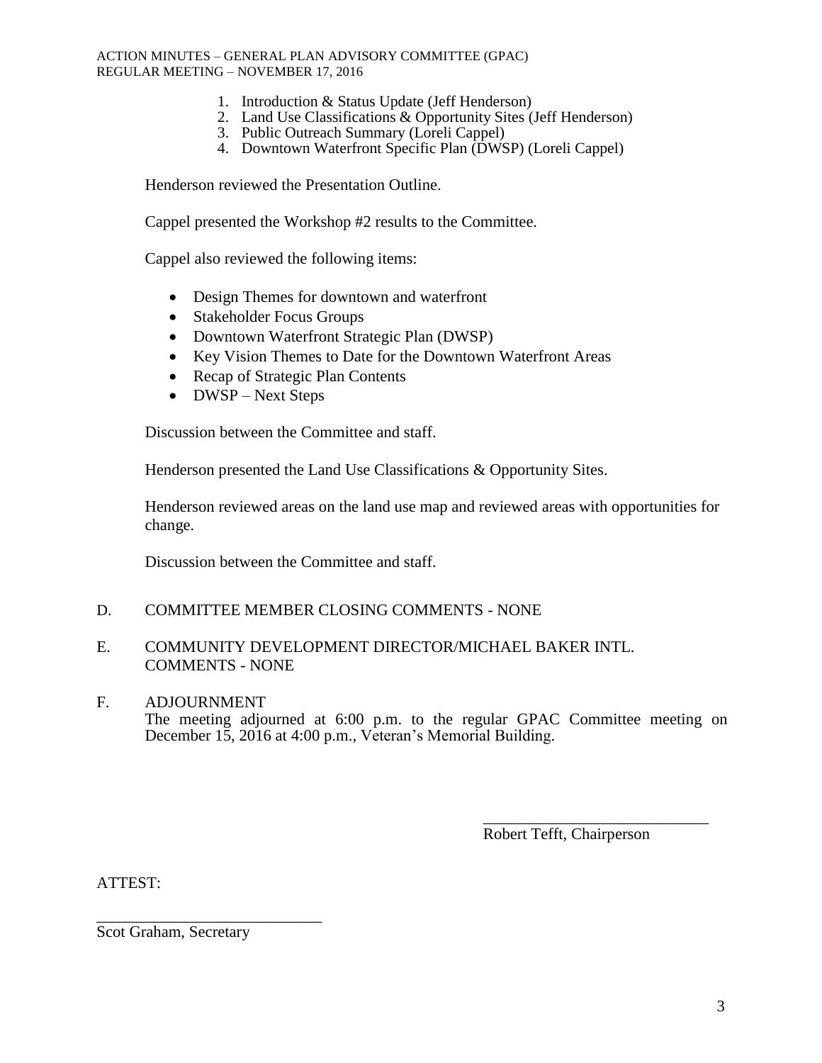1. Introduction & Status Update (Jeff Henderson)
2. Land Use Classifications & Opportunity Sites (Jeff Henderson)
3. Public Outreach Summary (Loreli Cappel)
4. Downtown Waterfront Specific Plan (DWSP) (Loreli Cappel)

Henderson reviewed the Presentation Outline.

Cappel presented the Workshop #2 results to the Committee.

Cappel also reviewed the following items:

- Design Themes for downtown and waterfront
- Stakeholder Focus Groups
- Downtown Waterfront Strategic Plan (DWSP)
- Key Vision Themes to Date for the Downtown Waterfront Areas
- Recap of Strategic Plan Contents
- DWSP – Next Steps

Discussion between the Committee and staff.

Henderson presented the Land Use Classifications & Opportunity Sites.

Henderson reviewed areas on the land use map and reviewed areas with opportunities for change.

Discussion between the Committee and staff.

D. COMMITTEE MEMBER CLOSING COMMENTS - NONE

E. COMMUNITY DEVELOPMENT DIRECTOR/MICHAEL BAKER INTL. COMMENTS - NONE

F. ADJOURNMENT
The meeting adjourned at 6:00 p.m. to the regular GPAC Committee meeting on December 15, 2016 at 4:00 p.m., Veteran's Memorial Building.

\_\_\_\_\_\_\_\_\_\_\_\_\_\_\_\_\_\_\_\_\_\_\_\_\_\_\_\_
Robert Tefft, Chairperson

ATTEST:

\_\_\_\_\_\_\_\_\_\_\_\_\_\_\_\_\_\_\_\_\_\_\_\_\_\_\_\_
Scot Graham, Secretary